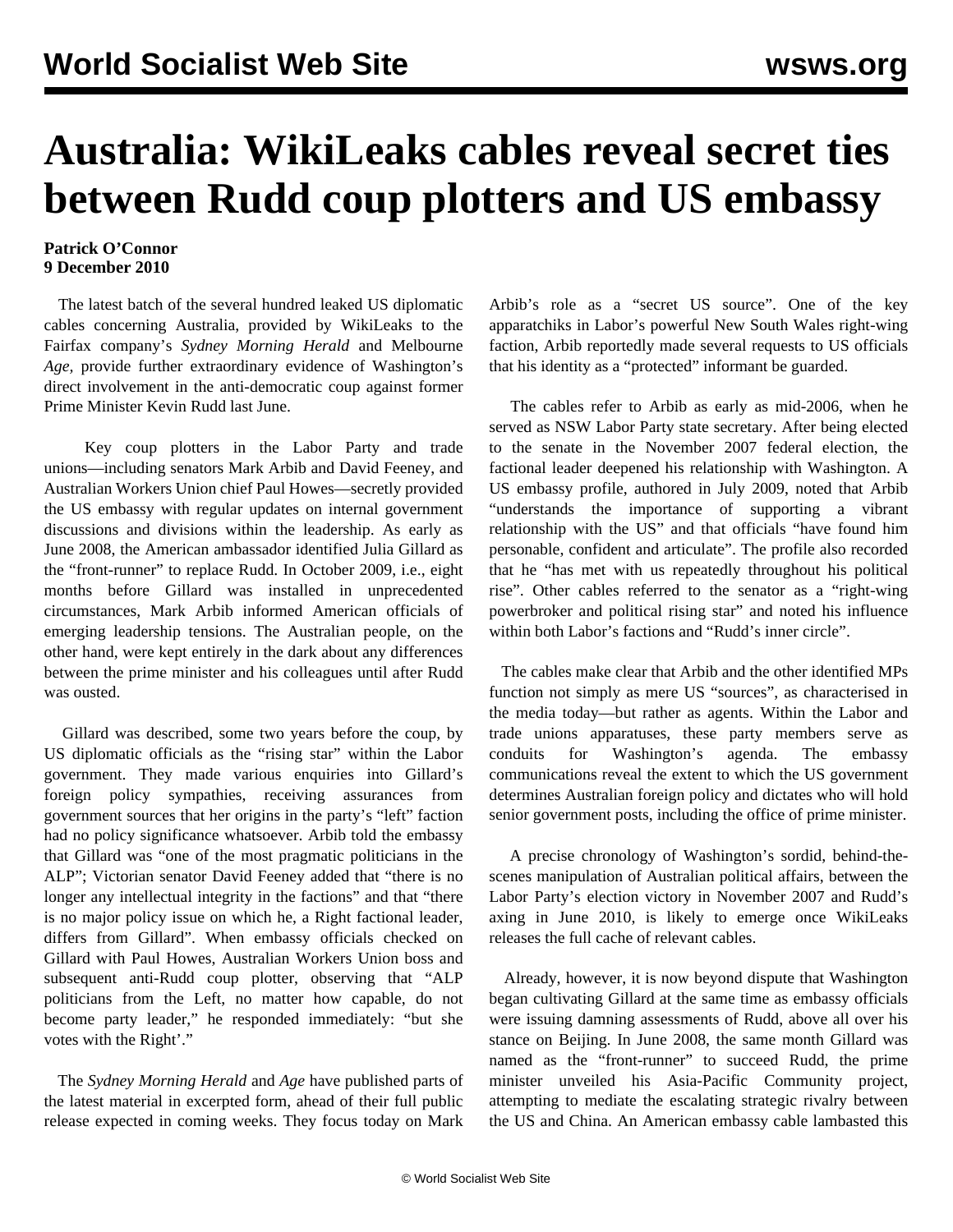# Australia: WikiLeaks cables reveal secret ties between Rudd coup plotters and US embassy

**Patrick O'Connor**
**9 December 2010**

The latest batch of the several hundred leaked US diplomatic cables concerning Australia, provided by WikiLeaks to the Fairfax company's *Sydney Morning Herald* and Melbourne *Age,* provide further extraordinary evidence of Washington's direct involvement in the anti-democratic coup against former Prime Minister Kevin Rudd last June.

Key coup plotters in the Labor Party and trade unions—including senators Mark Arbib and David Feeney, and Australian Workers Union chief Paul Howes—secretly provided the US embassy with regular updates on internal government discussions and divisions within the leadership. As early as June 2008, the American ambassador identified Julia Gillard as the "front-runner" to replace Rudd. In October 2009, i.e., eight months before Gillard was installed in unprecedented circumstances, Mark Arbib informed American officials of emerging leadership tensions. The Australian people, on the other hand, were kept entirely in the dark about any differences between the prime minister and his colleagues until after Rudd was ousted.

Gillard was described, some two years before the coup, by US diplomatic officials as the "rising star" within the Labor government. They made various enquiries into Gillard's foreign policy sympathies, receiving assurances from government sources that her origins in the party's "left" faction had no policy significance whatsoever. Arbib told the embassy that Gillard was "one of the most pragmatic politicians in the ALP"; Victorian senator David Feeney added that "there is no longer any intellectual integrity in the factions" and that "there is no major policy issue on which he, a Right factional leader, differs from Gillard". When embassy officials checked on Gillard with Paul Howes, Australian Workers Union boss and subsequent anti-Rudd coup plotter, observing that "ALP politicians from the Left, no matter how capable, do not become party leader," he responded immediately: "but she votes with the Right'."

The *Sydney Morning Herald* and *Age* have published parts of the latest material in excerpted form, ahead of their full public release expected in coming weeks. They focus today on Mark Arbib's role as a "secret US source". One of the key apparatchiks in Labor's powerful New South Wales right-wing faction, Arbib reportedly made several requests to US officials that his identity as a "protected" informant be guarded.

The cables refer to Arbib as early as mid-2006, when he served as NSW Labor Party state secretary. After being elected to the senate in the November 2007 federal election, the factional leader deepened his relationship with Washington. A US embassy profile, authored in July 2009, noted that Arbib "understands the importance of supporting a vibrant relationship with the US" and that officials "have found him personable, confident and articulate". The profile also recorded that he "has met with us repeatedly throughout his political rise". Other cables referred to the senator as a "right-wing powerbroker and political rising star" and noted his influence within both Labor's factions and "Rudd's inner circle".

The cables make clear that Arbib and the other identified MPs function not simply as mere US "sources", as characterised in the media today—but rather as agents. Within the Labor and trade unions apparatuses, these party members serve as conduits for Washington's agenda. The embassy communications reveal the extent to which the US government determines Australian foreign policy and dictates who will hold senior government posts, including the office of prime minister.

A precise chronology of Washington's sordid, behind-the-scenes manipulation of Australian political affairs, between the Labor Party's election victory in November 2007 and Rudd's axing in June 2010, is likely to emerge once WikiLeaks releases the full cache of relevant cables.

Already, however, it is now beyond dispute that Washington began cultivating Gillard at the same time as embassy officials were issuing damning assessments of Rudd, above all over his stance on Beijing. In June 2008, the same month Gillard was named as the "front-runner" to succeed Rudd, the prime minister unveiled his Asia-Pacific Community project, attempting to mediate the escalating strategic rivalry between the US and China. An American embassy cable lambasted this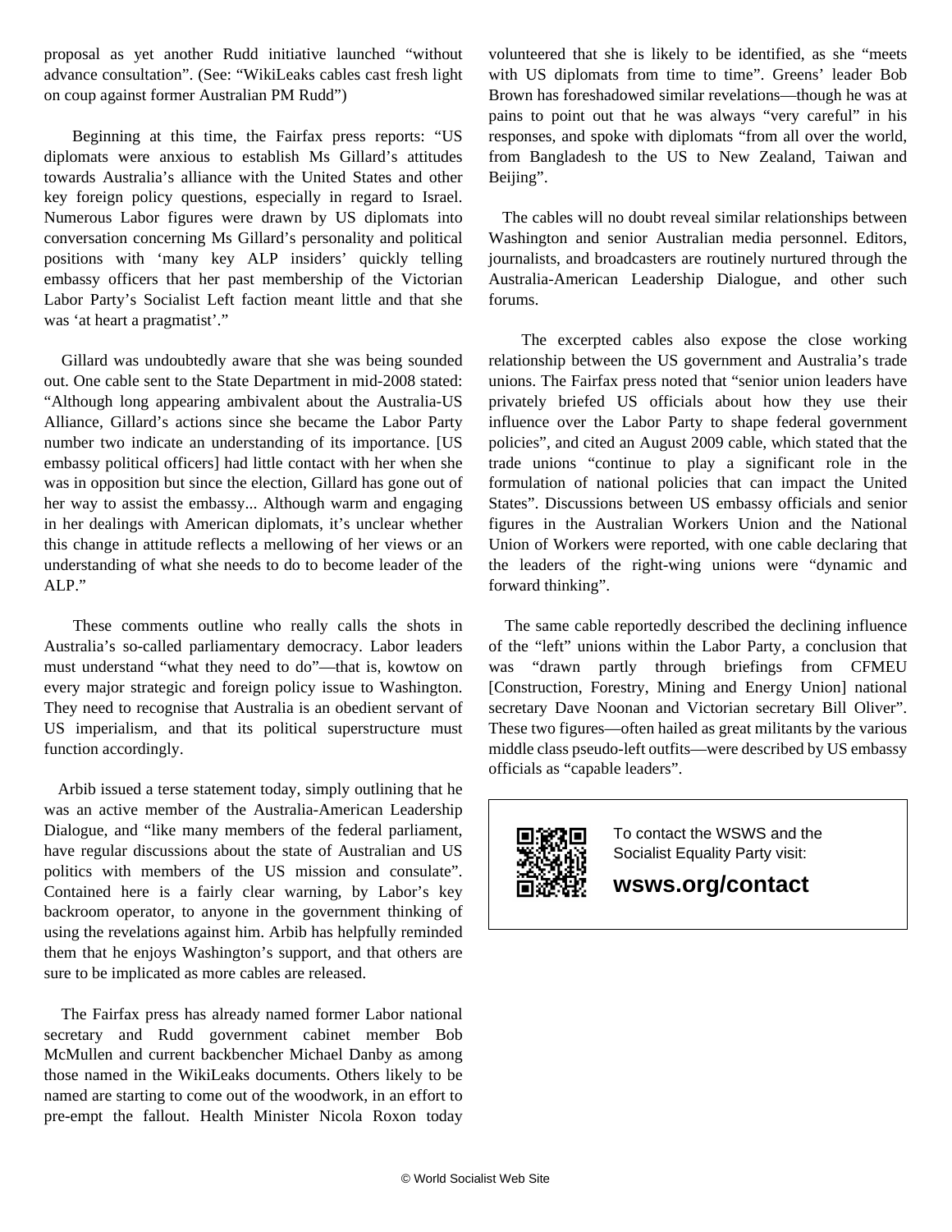proposal as yet another Rudd initiative launched "without advance consultation". (See: "WikiLeaks cables cast fresh light on coup against former Australian PM Rudd")

Beginning at this time, the Fairfax press reports: "US diplomats were anxious to establish Ms Gillard's attitudes towards Australia's alliance with the United States and other key foreign policy questions, especially in regard to Israel. Numerous Labor figures were drawn by US diplomats into conversation concerning Ms Gillard's personality and political positions with 'many key ALP insiders' quickly telling embassy officers that her past membership of the Victorian Labor Party's Socialist Left faction meant little and that she was 'at heart a pragmatist'."

Gillard was undoubtedly aware that she was being sounded out. One cable sent to the State Department in mid-2008 stated: "Although long appearing ambivalent about the Australia-US Alliance, Gillard's actions since she became the Labor Party number two indicate an understanding of its importance. [US embassy political officers] had little contact with her when she was in opposition but since the election, Gillard has gone out of her way to assist the embassy... Although warm and engaging in her dealings with American diplomats, it's unclear whether this change in attitude reflects a mellowing of her views or an understanding of what she needs to do to become leader of the ALP."

These comments outline who really calls the shots in Australia's so-called parliamentary democracy. Labor leaders must understand "what they need to do"—that is, kowtow on every major strategic and foreign policy issue to Washington. They need to recognise that Australia is an obedient servant of US imperialism, and that its political superstructure must function accordingly.

Arbib issued a terse statement today, simply outlining that he was an active member of the Australia-American Leadership Dialogue, and "like many members of the federal parliament, have regular discussions about the state of Australian and US politics with members of the US mission and consulate". Contained here is a fairly clear warning, by Labor's key backroom operator, to anyone in the government thinking of using the revelations against him. Arbib has helpfully reminded them that he enjoys Washington's support, and that others are sure to be implicated as more cables are released.

The Fairfax press has already named former Labor national secretary and Rudd government cabinet member Bob McMullen and current backbencher Michael Danby as among those named in the WikiLeaks documents. Others likely to be named are starting to come out of the woodwork, in an effort to pre-empt the fallout. Health Minister Nicola Roxon today volunteered that she is likely to be identified, as she "meets with US diplomats from time to time". Greens' leader Bob Brown has foreshadowed similar revelations—though he was at pains to point out that he was always "very careful" in his responses, and spoke with diplomats "from all over the world, from Bangladesh to the US to New Zealand, Taiwan and Beijing".

The cables will no doubt reveal similar relationships between Washington and senior Australian media personnel. Editors, journalists, and broadcasters are routinely nurtured through the Australia-American Leadership Dialogue, and other such forums.

The excerpted cables also expose the close working relationship between the US government and Australia's trade unions. The Fairfax press noted that "senior union leaders have privately briefed US officials about how they use their influence over the Labor Party to shape federal government policies", and cited an August 2009 cable, which stated that the trade unions "continue to play a significant role in the formulation of national policies that can impact the United States". Discussions between US embassy officials and senior figures in the Australian Workers Union and the National Union of Workers were reported, with one cable declaring that the leaders of the right-wing unions were "dynamic and forward thinking".

The same cable reportedly described the declining influence of the "left" unions within the Labor Party, a conclusion that was "drawn partly through briefings from CFMEU [Construction, Forestry, Mining and Energy Union] national secretary Dave Noonan and Victorian secretary Bill Oliver". These two figures—often hailed as great militants by the various middle class pseudo-left outfits—were described by US embassy officials as "capable leaders".

To contact the WSWS and the Socialist Equality Party visit:

**wsws.org/contact**